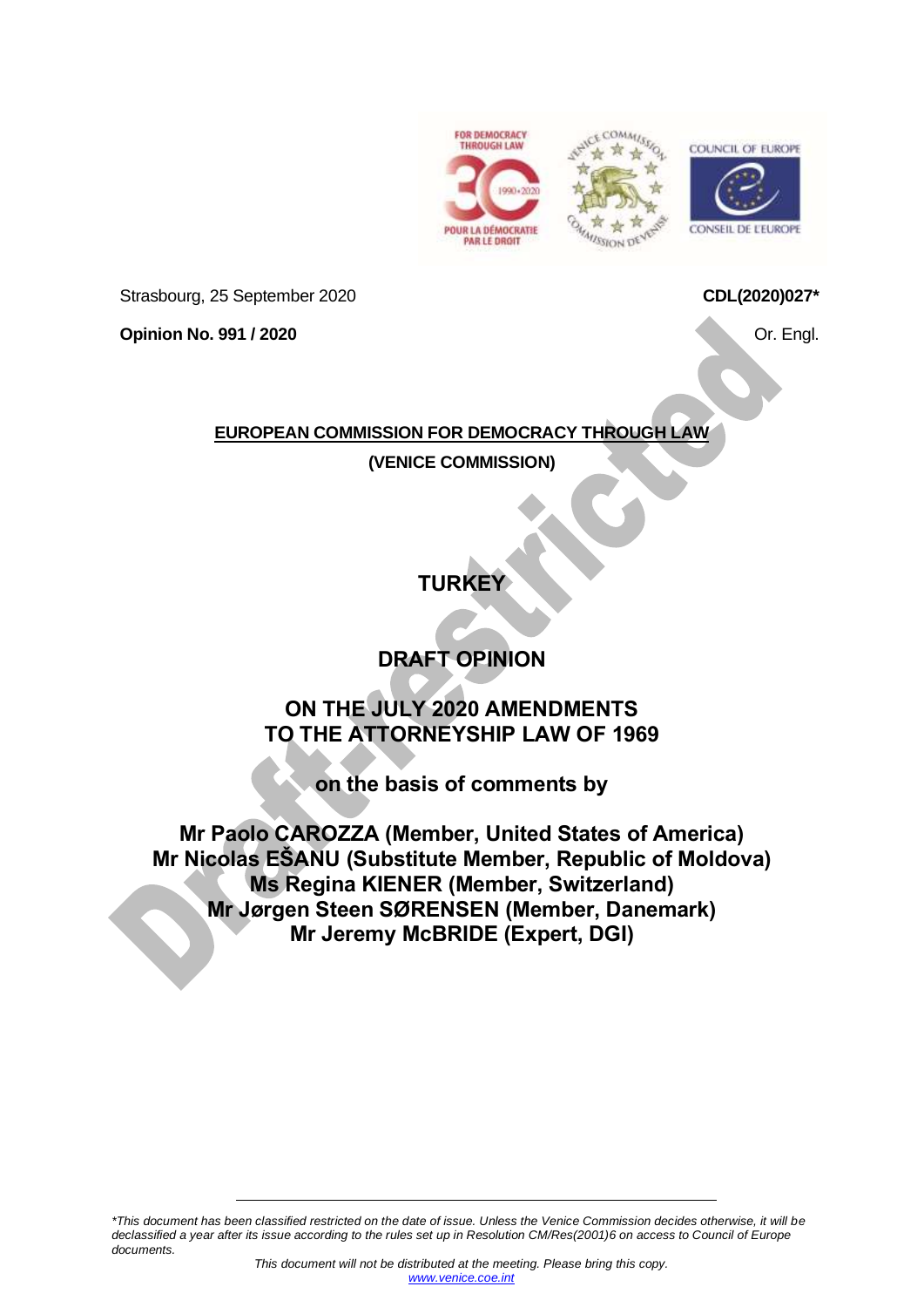Strasbourg, 25 September 2020

**CDL(2020)027***

**Opinion No. 991 / 2020**

Or. Engl.

**EUROPEAN COMMISSION FOR DEMOCRACY THROUGH LAW**

**(VENICE COMMISSION)**

# TURKEY

# DRAFT OPINION

## ON THE JULY 2020 AMENDMENTS TO THE ATTORNEYSHIP LAW OF 1969

### on the basis of comments by

**Mr Paolo CAROZZA (Member, United States of America)**
**Mr Nicolas EŠANU (Substitute Member, Republic of Moldova)**
**Ms Regina KIENER (Member, Switzerland)**
**Mr Jørgen Steen SØRENSEN (Member, Danemark)**
**Mr Jeremy McBRIDE (Expert, DGI)**

*\*This document has been classified restricted on the date of issue. Unless the Venice Commission decides otherwise, it will be declassified a year after its issue according to the rules set up in Resolution CM/Res(2001)6 on access to Council of Europe documents.*

*This document will not be distributed at the meeting. Please bring this copy.*

www.venice.coe.int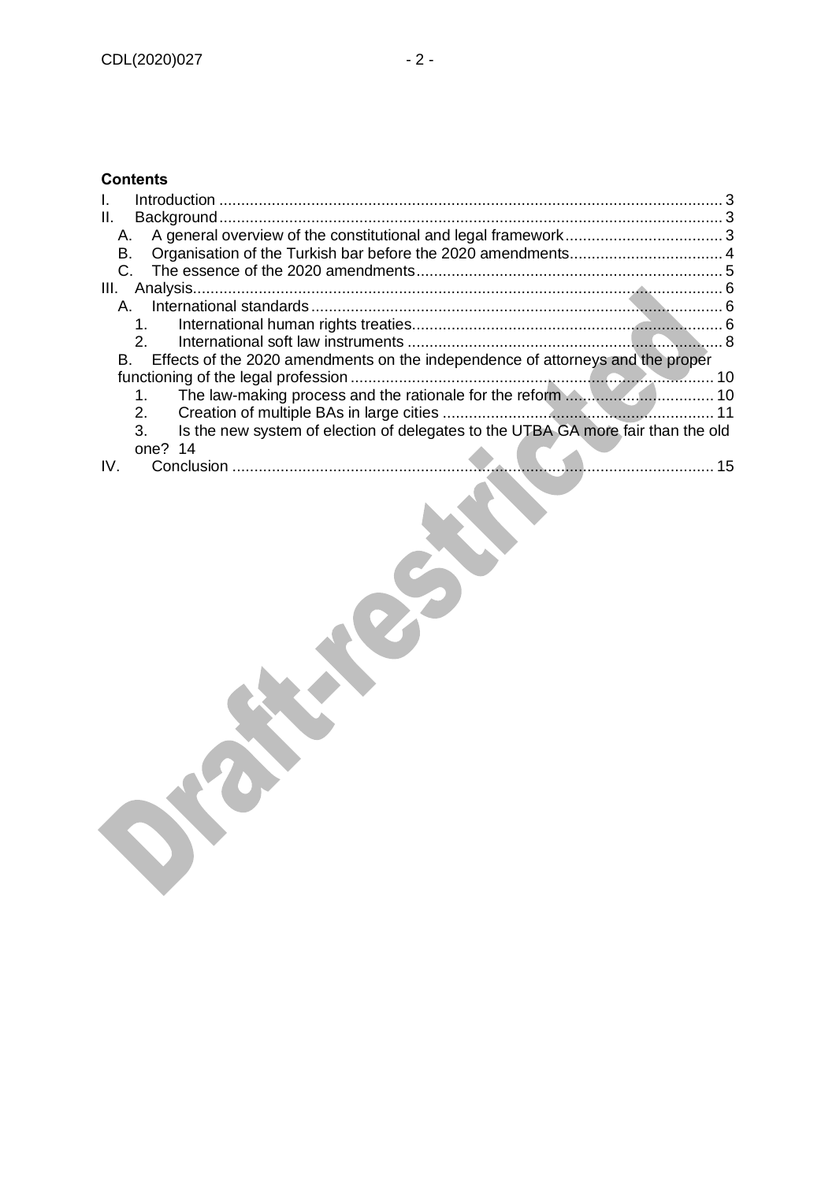**Contents**

I. Introduction ... 3
II. Background ... 3
  A. A general overview of the constitutional and legal framework ... 3
  B. Organisation of the Turkish bar before the 2020 amendments ... 4
  C. The essence of the 2020 amendments ... 5
III. Analysis ... 6
  A. International standards ... 6
    1. International human rights treaties ... 6
    2. International soft law instruments ... 8
  B. Effects of the 2020 amendments on the independence of attorneys and the proper functioning of the legal profession ... 10
    1. The law-making process and the rationale for the reform ... 10
    2. Creation of multiple BAs in large cities ... 11
    3. Is the new system of election of delegates to the UTBA GA more fair than the old one? 14
IV. Conclusion ... 15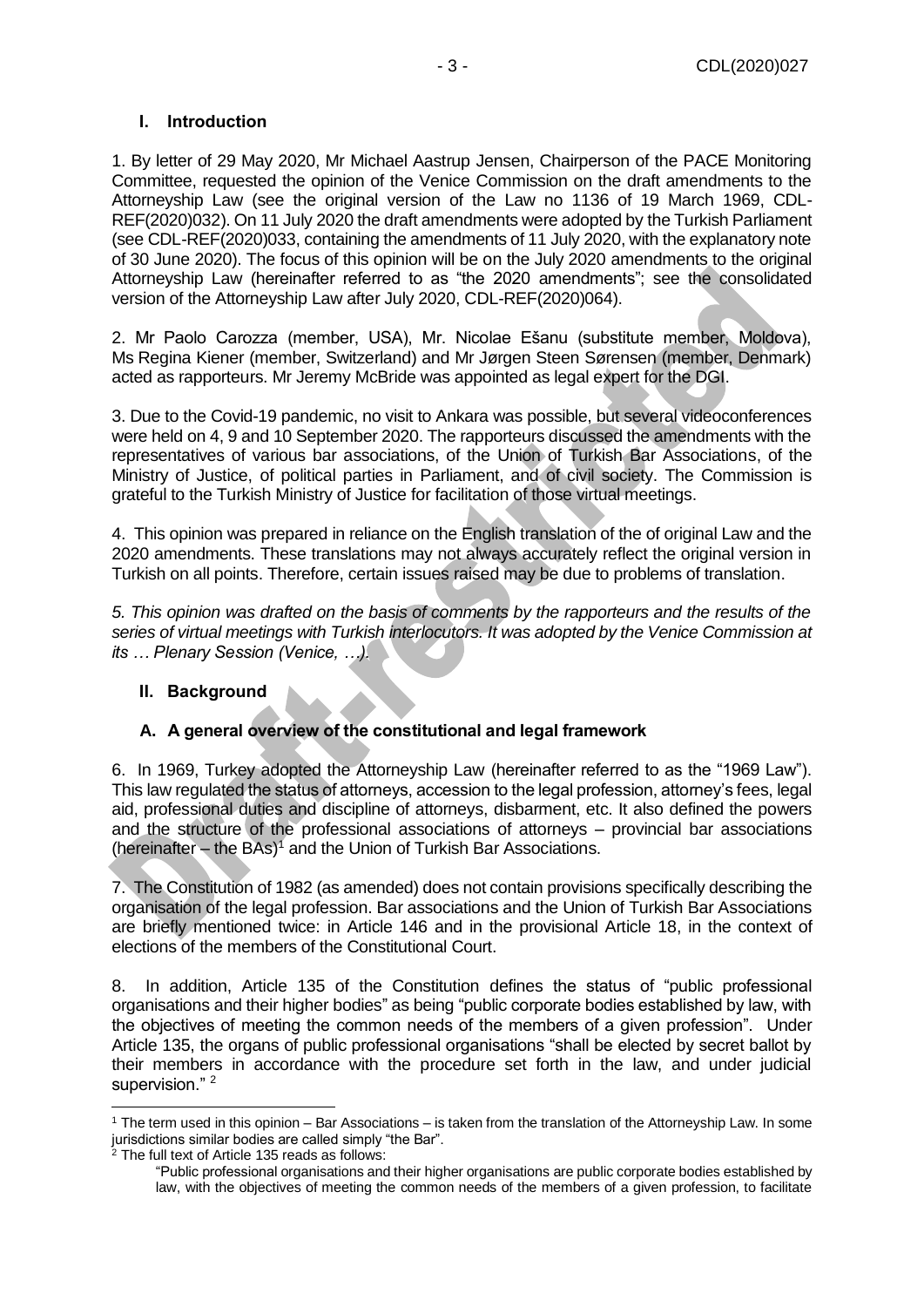## I. Introduction

1. By letter of 29 May 2020, Mr Michael Aastrup Jensen, Chairperson of the PACE Monitoring Committee, requested the opinion of the Venice Commission on the draft amendments to the Attorneyship Law (see the original version of the Law no 1136 of 19 March 1969, CDL-REF(2020)032). On 11 July 2020 the draft amendments were adopted by the Turkish Parliament (see CDL-REF(2020)033, containing the amendments of 11 July 2020, with the explanatory note of 30 June 2020). The focus of this opinion will be on the July 2020 amendments to the original Attorneyship Law (hereinafter referred to as "the 2020 amendments"; see the consolidated version of the Attorneyship Law after July 2020, CDL-REF(2020)064).

2. Mr Paolo Carozza (member, USA), Mr. Nicolae Ešanu (substitute member, Moldova), Ms Regina Kiener (member, Switzerland) and Mr Jørgen Steen Sørensen (member, Denmark) acted as rapporteurs. Mr Jeremy McBride was appointed as legal expert for the DGI.

3. Due to the Covid-19 pandemic, no visit to Ankara was possible, but several videoconferences were held on 4, 9 and 10 September 2020. The rapporteurs discussed the amendments with the representatives of various bar associations, of the Union of Turkish Bar Associations, of the Ministry of Justice, of political parties in Parliament, and of civil society. The Commission is grateful to the Turkish Ministry of Justice for facilitation of those virtual meetings.

4. This opinion was prepared in reliance on the English translation of the of original Law and the 2020 amendments. These translations may not always accurately reflect the original version in Turkish on all points. Therefore, certain issues raised may be due to problems of translation.

*5. This opinion was drafted on the basis of comments by the rapporteurs and the results of the series of virtual meetings with Turkish interlocutors. It was adopted by the Venice Commission at its … Plenary Session (Venice, …).*

## II. Background

### A. A general overview of the constitutional and legal framework

6. In 1969, Turkey adopted the Attorneyship Law (hereinafter referred to as the "1969 Law"). This law regulated the status of attorneys, accession to the legal profession, attorney's fees, legal aid, professional duties and discipline of attorneys, disbarment, etc. It also defined the powers and the structure of the professional associations of attorneys – provincial bar associations (hereinafter – the BAs)[1] and the Union of Turkish Bar Associations.

7. The Constitution of 1982 (as amended) does not contain provisions specifically describing the organisation of the legal profession. Bar associations and the Union of Turkish Bar Associations are briefly mentioned twice: in Article 146 and in the provisional Article 18, in the context of elections of the members of the Constitutional Court.

8. In addition, Article 135 of the Constitution defines the status of "public professional organisations and their higher bodies" as being "public corporate bodies established by law, with the objectives of meeting the common needs of the members of a given profession". Under Article 135, the organs of public professional organisations "shall be elected by secret ballot by their members in accordance with the procedure set forth in the law, and under judicial supervision." [2]

---

[1] The term used in this opinion – Bar Associations – is taken from the translation of the Attorneyship Law. In some jurisdictions similar bodies are called simply "the Bar".

[2] The full text of Article 135 reads as follows:

"Public professional organisations and their higher organisations are public corporate bodies established by law, with the objectives of meeting the common needs of the members of a given profession, to facilitate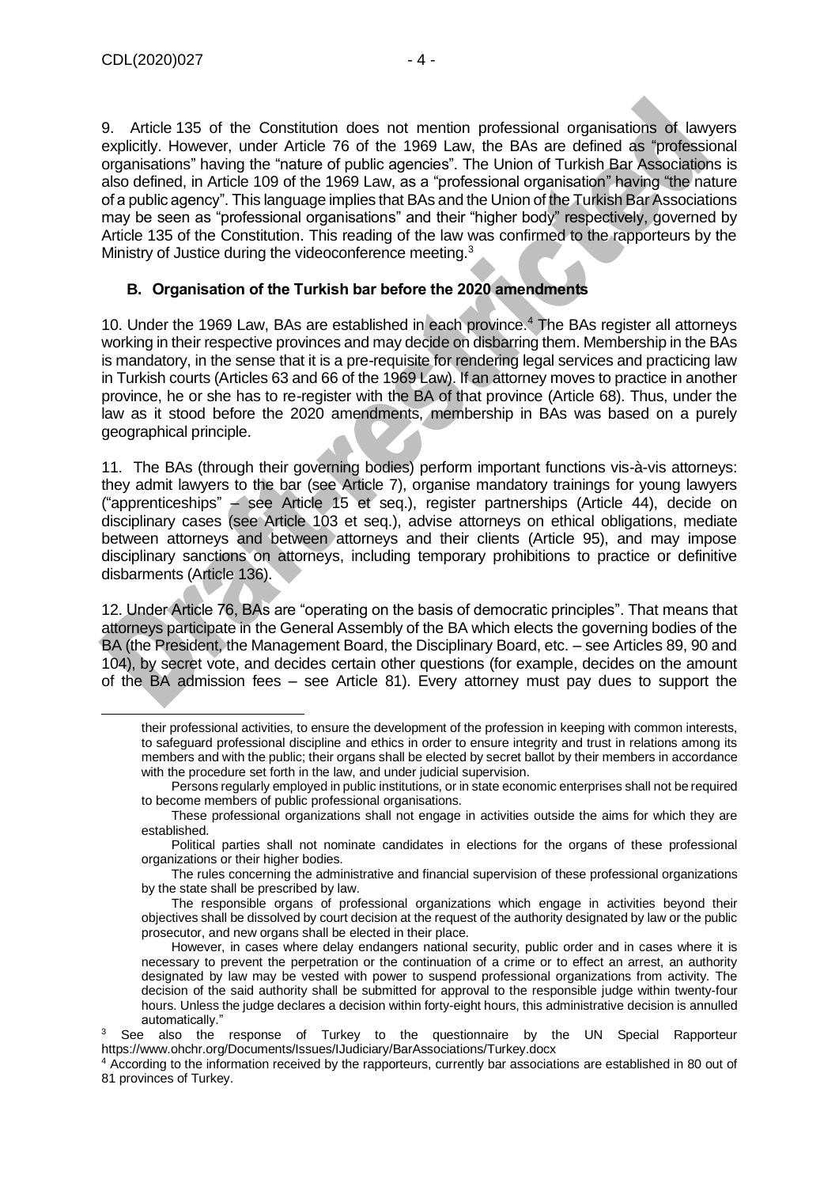9. Article 135 of the Constitution does not mention professional organisations of lawyers explicitly. However, under Article 76 of the 1969 Law, the BAs are defined as "professional organisations" having the "nature of public agencies". The Union of Turkish Bar Associations is also defined, in Article 109 of the 1969 Law, as a "professional organisation" having "the nature of a public agency". This language implies that BAs and the Union of the Turkish Bar Associations may be seen as "professional organisations" and their "higher body" respectively, governed by Article 135 of the Constitution. This reading of the law was confirmed to the rapporteurs by the Ministry of Justice during the videoconference meeting.[3]

### B. Organisation of the Turkish bar before the 2020 amendments

10. Under the 1969 Law, BAs are established in each province.[4] The BAs register all attorneys working in their respective provinces and may decide on disbarring them. Membership in the BAs is mandatory, in the sense that it is a pre-requisite for rendering legal services and practicing law in Turkish courts (Articles 63 and 66 of the 1969 Law). If an attorney moves to practice in another province, he or she has to re-register with the BA of that province (Article 68). Thus, under the law as it stood before the 2020 amendments, membership in BAs was based on a purely geographical principle.

11. The BAs (through their governing bodies) perform important functions vis-à-vis attorneys: they admit lawyers to the bar (see Article 7), organise mandatory trainings for young lawyers ("apprenticeships" – see Article 15 et seq.), register partnerships (Article 44), decide on disciplinary cases (see Article 103 et seq.), advise attorneys on ethical obligations, mediate between attorneys and between attorneys and their clients (Article 95), and may impose disciplinary sanctions on attorneys, including temporary prohibitions to practice or definitive disbarments (Article 136).

12. Under Article 76, BAs are "operating on the basis of democratic principles". That means that attorneys participate in the General Assembly of the BA which elects the governing bodies of the BA (the President, the Management Board, the Disciplinary Board, etc. – see Articles 89, 90 and 104), by secret vote, and decides certain other questions (for example, decides on the amount of the BA admission fees – see Article 81). Every attorney must pay dues to support the

---

their professional activities, to ensure the development of the profession in keeping with common interests, to safeguard professional discipline and ethics in order to ensure integrity and trust in relations among its members and with the public; their organs shall be elected by secret ballot by their members in accordance with the procedure set forth in the law, and under judicial supervision.

Persons regularly employed in public institutions, or in state economic enterprises shall not be required to become members of public professional organisations.

These professional organizations shall not engage in activities outside the aims for which they are established.

Political parties shall not nominate candidates in elections for the organs of these professional organizations or their higher bodies.

The rules concerning the administrative and financial supervision of these professional organizations by the state shall be prescribed by law.

The responsible organs of professional organizations which engage in activities beyond their objectives shall be dissolved by court decision at the request of the authority designated by law or the public prosecutor, and new organs shall be elected in their place.

However, in cases where delay endangers national security, public order and in cases where it is necessary to prevent the perpetration or the continuation of a crime or to effect an arrest, an authority designated by law may be vested with power to suspend professional organizations from activity. The decision of the said authority shall be submitted for approval to the responsible judge within twenty-four hours. Unless the judge declares a decision within forty-eight hours, this administrative decision is annulled automatically."

[3] See also the response of Turkey to the questionnaire by the UN Special Rapporteur https://www.ohchr.org/Documents/Issues/IJudiciary/BarAssociations/Turkey.docx

[4] According to the information received by the rapporteurs, currently bar associations are established in 80 out of 81 provinces of Turkey.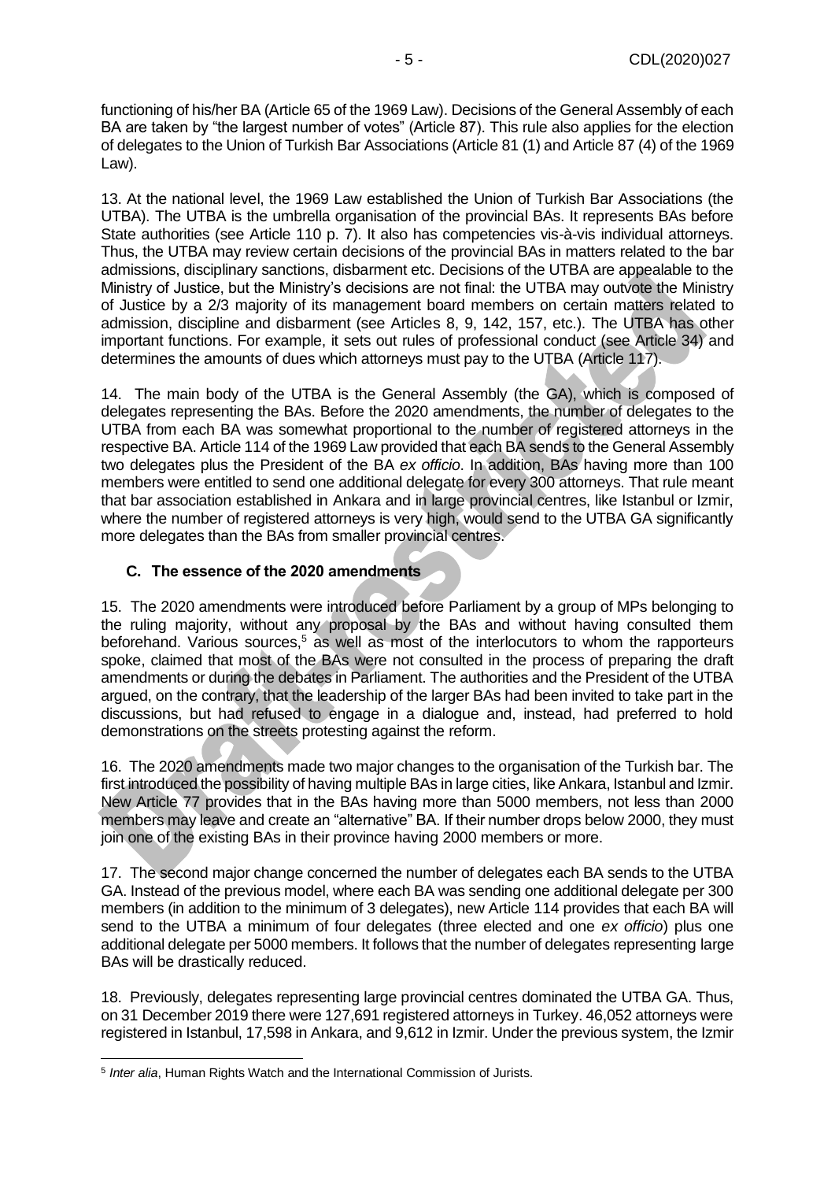functioning of his/her BA (Article 65 of the 1969 Law). Decisions of the General Assembly of each BA are taken by "the largest number of votes" (Article 87). This rule also applies for the election of delegates to the Union of Turkish Bar Associations (Article 81 (1) and Article 87 (4) of the 1969 Law).

13. At the national level, the 1969 Law established the Union of Turkish Bar Associations (the UTBA). The UTBA is the umbrella organisation of the provincial BAs. It represents BAs before State authorities (see Article 110 p. 7). It also has competencies vis-à-vis individual attorneys. Thus, the UTBA may review certain decisions of the provincial BAs in matters related to the bar admissions, disciplinary sanctions, disbarment etc. Decisions of the UTBA are appealable to the Ministry of Justice, but the Ministry's decisions are not final: the UTBA may outvote the Ministry of Justice by a 2/3 majority of its management board members on certain matters related to admission, discipline and disbarment (see Articles 8, 9, 142, 157, etc.). The UTBA has other important functions. For example, it sets out rules of professional conduct (see Article 34) and determines the amounts of dues which attorneys must pay to the UTBA (Article 117).

14. The main body of the UTBA is the General Assembly (the GA), which is composed of delegates representing the BAs. Before the 2020 amendments, the number of delegates to the UTBA from each BA was somewhat proportional to the number of registered attorneys in the respective BA. Article 114 of the 1969 Law provided that each BA sends to the General Assembly two delegates plus the President of the BA *ex officio*. In addition, BAs having more than 100 members were entitled to send one additional delegate for every 300 attorneys. That rule meant that bar association established in Ankara and in large provincial centres, like Istanbul or Izmir, where the number of registered attorneys is very high, would send to the UTBA GA significantly more delegates than the BAs from smaller provincial centres.

### C. The essence of the 2020 amendments

15. The 2020 amendments were introduced before Parliament by a group of MPs belonging to the ruling majority, without any proposal by the BAs and without having consulted them beforehand. Various sources,[5] as well as most of the interlocutors to whom the rapporteurs spoke, claimed that most of the BAs were not consulted in the process of preparing the draft amendments or during the debates in Parliament. The authorities and the President of the UTBA argued, on the contrary, that the leadership of the larger BAs had been invited to take part in the discussions, but had refused to engage in a dialogue and, instead, had preferred to hold demonstrations on the streets protesting against the reform.

16. The 2020 amendments made two major changes to the organisation of the Turkish bar. The first introduced the possibility of having multiple BAs in large cities, like Ankara, Istanbul and Izmir. New Article 77 provides that in the BAs having more than 5000 members, not less than 2000 members may leave and create an "alternative" BA. If their number drops below 2000, they must join one of the existing BAs in their province having 2000 members or more.

17. The second major change concerned the number of delegates each BA sends to the UTBA GA. Instead of the previous model, where each BA was sending one additional delegate per 300 members (in addition to the minimum of 3 delegates), new Article 114 provides that each BA will send to the UTBA a minimum of four delegates (three elected and one *ex officio*) plus one additional delegate per 5000 members. It follows that the number of delegates representing large BAs will be drastically reduced.

18. Previously, delegates representing large provincial centres dominated the UTBA GA. Thus, on 31 December 2019 there were 127,691 registered attorneys in Turkey. 46,052 attorneys were registered in Istanbul, 17,598 in Ankara, and 9,612 in Izmir. Under the previous system, the Izmir

[5] *Inter alia*, Human Rights Watch and the International Commission of Jurists.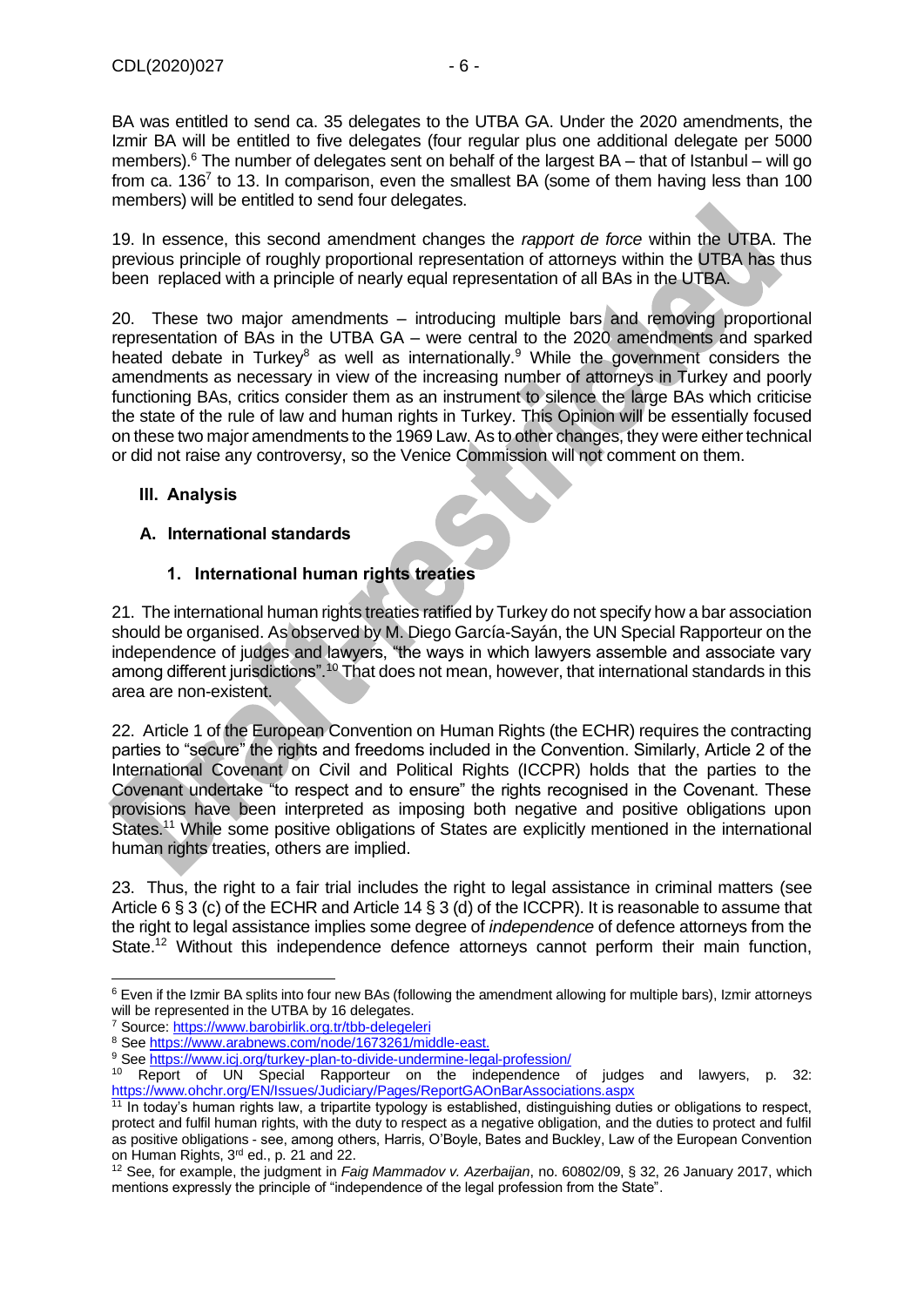BA was entitled to send ca. 35 delegates to the UTBA GA. Under the 2020 amendments, the Izmir BA will be entitled to five delegates (four regular plus one additional delegate per 5000 members).[6] The number of delegates sent on behalf of the largest BA – that of Istanbul – will go from ca. 136[7] to 13. In comparison, even the smallest BA (some of them having less than 100 members) will be entitled to send four delegates.

19. In essence, this second amendment changes the *rapport de force* within the UTBA. The previous principle of roughly proportional representation of attorneys within the UTBA has thus been replaced with a principle of nearly equal representation of all BAs in the UTBA.

20. These two major amendments – introducing multiple bars and removing proportional representation of BAs in the UTBA GA – were central to the 2020 amendments and sparked heated debate in Turkey[8] as well as internationally.[9] While the government considers the amendments as necessary in view of the increasing number of attorneys in Turkey and poorly functioning BAs, critics consider them as an instrument to silence the large BAs which criticise the state of the rule of law and human rights in Turkey. This Opinion will be essentially focused on these two major amendments to the 1969 Law. As to other changes, they were either technical or did not raise any controversy, so the Venice Commission will not comment on them.

## III. Analysis

### A. International standards

#### 1. International human rights treaties

21. The international human rights treaties ratified by Turkey do not specify how a bar association should be organised. As observed by M. Diego García-Sayán, the UN Special Rapporteur on the independence of judges and lawyers, "the ways in which lawyers assemble and associate vary among different jurisdictions".[10] That does not mean, however, that international standards in this area are non-existent.

22. Article 1 of the European Convention on Human Rights (the ECHR) requires the contracting parties to "secure" the rights and freedoms included in the Convention. Similarly, Article 2 of the International Covenant on Civil and Political Rights (ICCPR) holds that the parties to the Covenant undertake "to respect and to ensure" the rights recognised in the Covenant. These provisions have been interpreted as imposing both negative and positive obligations upon States.[11] While some positive obligations of States are explicitly mentioned in the international human rights treaties, others are implied.

23. Thus, the right to a fair trial includes the right to legal assistance in criminal matters (see Article 6 § 3 (c) of the ECHR and Article 14 § 3 (d) of the ICCPR). It is reasonable to assume that the right to legal assistance implies some degree of *independence* of defence attorneys from the State.[12] Without this independence defence attorneys cannot perform their main function,

---

[6] Even if the Izmir BA splits into four new BAs (following the amendment allowing for multiple bars), Izmir attorneys will be represented in the UTBA by 16 delegates.

[7] Source: https://www.barobirlik.org.tr/tbb-delegeleri

[8] See https://www.arabnews.com/node/1673261/middle-east.

[9] See https://www.icj.org/turkey-plan-to-divide-undermine-legal-profession/

[10] Report of UN Special Rapporteur on the independence of judges and lawyers, p. 32: https://www.ohchr.org/EN/Issues/Judiciary/Pages/ReportGAOnBarAssociations.aspx

[11] In today's human rights law, a tripartite typology is established, distinguishing duties or obligations to respect, protect and fulfil human rights, with the duty to respect as a negative obligation, and the duties to protect and fulfil as positive obligations - see, among others, Harris, O'Boyle, Bates and Buckley, Law of the European Convention on Human Rights, 3rd ed., p. 21 and 22.

[12] See, for example, the judgment in *Faig Mammadov v. Azerbaijan*, no. 60802/09, § 32, 26 January 2017, which mentions expressly the principle of "independence of the legal profession from the State".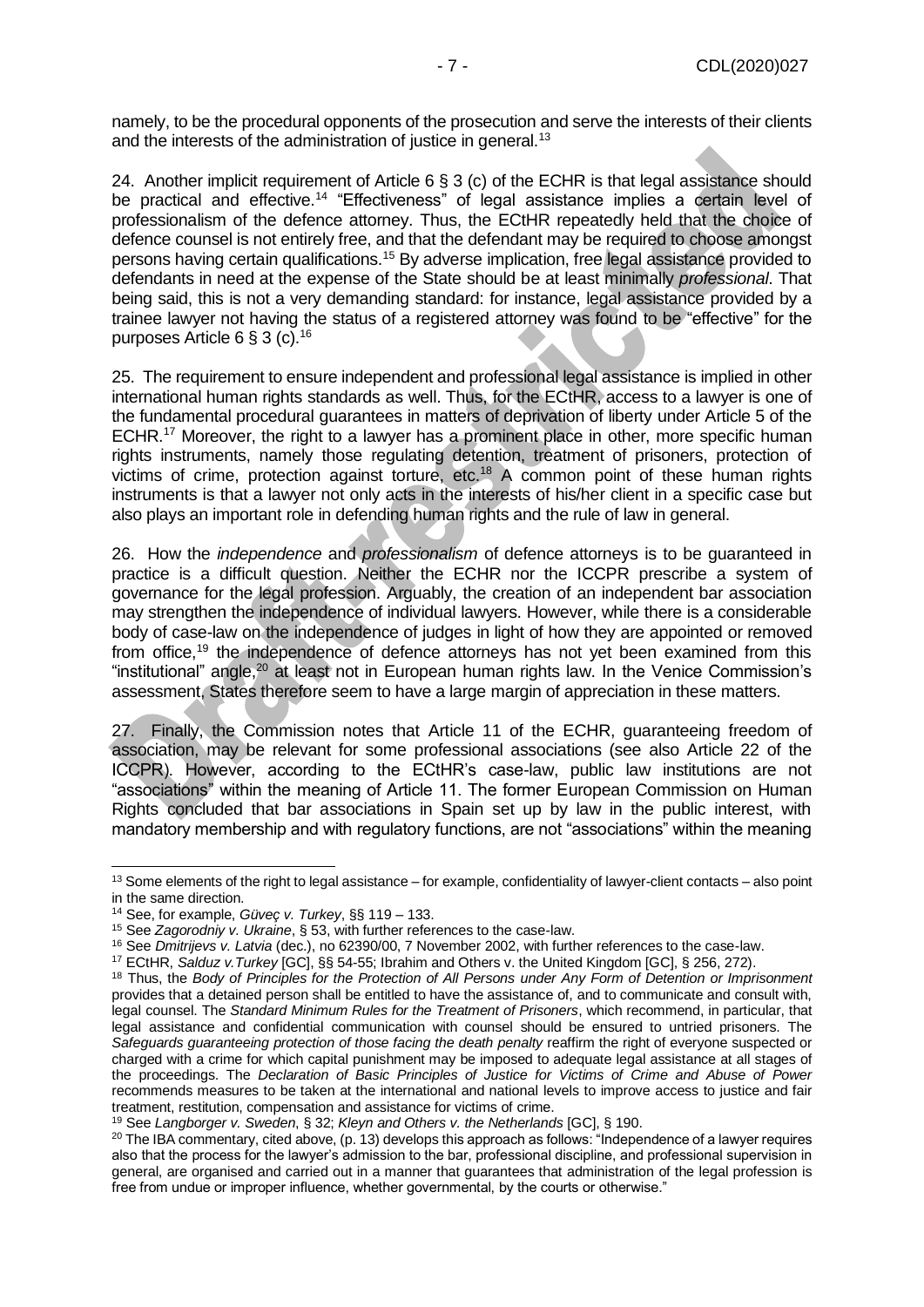namely, to be the procedural opponents of the prosecution and serve the interests of their clients and the interests of the administration of justice in general.[13]

24. Another implicit requirement of Article 6 § 3 (c) of the ECHR is that legal assistance should be practical and effective.[14] "Effectiveness" of legal assistance implies a certain level of professionalism of the defence attorney. Thus, the ECtHR repeatedly held that the choice of defence counsel is not entirely free, and that the defendant may be required to choose amongst persons having certain qualifications.[15] By adverse implication, free legal assistance provided to defendants in need at the expense of the State should be at least minimally *professional*. That being said, this is not a very demanding standard: for instance, legal assistance provided by a trainee lawyer not having the status of a registered attorney was found to be "effective" for the purposes Article 6 § 3 (c).[16]

25. The requirement to ensure independent and professional legal assistance is implied in other international human rights standards as well. Thus, for the ECtHR, access to a lawyer is one of the fundamental procedural guarantees in matters of deprivation of liberty under Article 5 of the ECHR.[17] Moreover, the right to a lawyer has a prominent place in other, more specific human rights instruments, namely those regulating detention, treatment of prisoners, protection of victims of crime, protection against torture, etc.[18] A common point of these human rights instruments is that a lawyer not only acts in the interests of his/her client in a specific case but also plays an important role in defending human rights and the rule of law in general.

26. How the *independence* and *professionalism* of defence attorneys is to be guaranteed in practice is a difficult question. Neither the ECHR nor the ICCPR prescribe a system of governance for the legal profession. Arguably, the creation of an independent bar association may strengthen the independence of individual lawyers. However, while there is a considerable body of case-law on the independence of judges in light of how they are appointed or removed from office,[19] the independence of defence attorneys has not yet been examined from this "institutional" angle,[20] at least not in European human rights law. In the Venice Commission's assessment, States therefore seem to have a large margin of appreciation in these matters.

27. Finally, the Commission notes that Article 11 of the ECHR, guaranteeing freedom of association, may be relevant for some professional associations (see also Article 22 of the ICCPR). However, according to the ECtHR's case-law, public law institutions are not "associations" within the meaning of Article 11. The former European Commission on Human Rights concluded that bar associations in Spain set up by law in the public interest, with mandatory membership and with regulatory functions, are not "associations" within the meaning

---

[13] Some elements of the right to legal assistance – for example, confidentiality of lawyer-client contacts – also point in the same direction.

[14] See, for example, *Güveç v. Turkey*, §§ 119 – 133.

[15] See *Zagorodniy v. Ukraine*, § 53, with further references to the case-law.

[16] See *Dmitrijevs v. Latvia* (dec.), no 62390/00, 7 November 2002, with further references to the case-law.

[17] ECtHR, *Salduz v.Turkey* [GC], §§ 54-55; Ibrahim and Others v. the United Kingdom [GC], § 256, 272).

[18] Thus, the *Body of Principles for the Protection of All Persons under Any Form of Detention or Imprisonment* provides that a detained person shall be entitled to have the assistance of, and to communicate and consult with, legal counsel. The *Standard Minimum Rules for the Treatment of Prisoners*, which recommend, in particular, that legal assistance and confidential communication with counsel should be ensured to untried prisoners. The *Safeguards guaranteeing protection of those facing the death penalty* reaffirm the right of everyone suspected or charged with a crime for which capital punishment may be imposed to adequate legal assistance at all stages of the proceedings. The *Declaration of Basic Principles of Justice for Victims of Crime and Abuse of Power* recommends measures to be taken at the international and national levels to improve access to justice and fair treatment, restitution, compensation and assistance for victims of crime.

[19] See *Langborger v. Sweden*, § 32; *Kleyn and Others v. the Netherlands* [GC], § 190.

[20] The IBA commentary, cited above, (p. 13) develops this approach as follows: "Independence of a lawyer requires also that the process for the lawyer's admission to the bar, professional discipline, and professional supervision in general, are organised and carried out in a manner that guarantees that administration of the legal profession is free from undue or improper influence, whether governmental, by the courts or otherwise."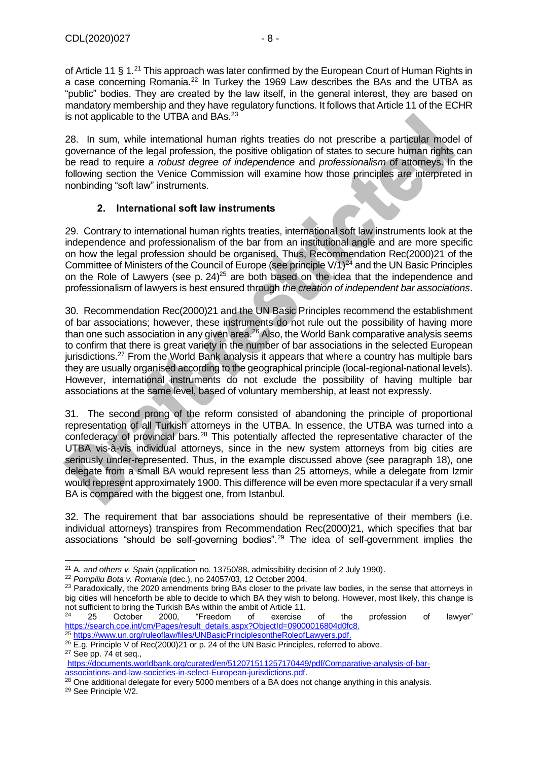of Article 11 § 1.[21] This approach was later confirmed by the European Court of Human Rights in a case concerning Romania.[22] In Turkey the 1969 Law describes the BAs and the UTBA as "public" bodies. They are created by the law itself, in the general interest, they are based on mandatory membership and they have regulatory functions. It follows that Article 11 of the ECHR is not applicable to the UTBA and BAs.[23]

28. In sum, while international human rights treaties do not prescribe a particular model of governance of the legal profession, the positive obligation of states to secure human rights can be read to require a *robust degree of independence* and *professionalism* of attorneys. In the following section the Venice Commission will examine how those principles are interpreted in nonbinding "soft law" instruments.

### 2. International soft law instruments

29. Contrary to international human rights treaties, international soft law instruments look at the independence and professionalism of the bar from an institutional angle and are more specific on how the legal profession should be organised. Thus, Recommendation Rec(2000)21 of the Committee of Ministers of the Council of Europe (see principle V/1)[24] and the UN Basic Principles on the Role of Lawyers (see p. 24)[25] are both based on the idea that the independence and professionalism of lawyers is best ensured through *the creation of independent bar associations*.

30. Recommendation Rec(2000)21 and the UN Basic Principles recommend the establishment of bar associations; however, these instruments do not rule out the possibility of having more than one such association in any given area.[26] Also, the World Bank comparative analysis seems to confirm that there is great variety in the number of bar associations in the selected European jurisdictions.[27] From the World Bank analysis it appears that where a country has multiple bars they are usually organised according to the geographical principle (local-regional-national levels). However, international instruments do not exclude the possibility of having multiple bar associations at the same level, based of voluntary membership, at least not expressly.

31. The second prong of the reform consisted of abandoning the principle of proportional representation of all Turkish attorneys in the UTBA. In essence, the UTBA was turned into a confederacy of provincial bars.[28] This potentially affected the representative character of the UTBA vis-à-vis individual attorneys, since in the new system attorneys from big cities are seriously under-represented. Thus, in the example discussed above (see paragraph 18), one delegate from a small BA would represent less than 25 attorneys, while a delegate from Izmir would represent approximately 1900. This difference will be even more spectacular if a very small BA is compared with the biggest one, from Istanbul.

32. The requirement that bar associations should be representative of their members (i.e. individual attorneys) transpires from Recommendation Rec(2000)21, which specifies that bar associations "should be self-governing bodies".[29] The idea of self-government implies the

---

[21] A. *and others v. Spain* (application no. 13750/88, admissibility decision of 2 July 1990).

[22] *Pompiliu Bota v. Romania* (dec.), no 24057/03, 12 October 2004.

[23] Paradoxically, the 2020 amendments bring BAs closer to the private law bodies, in the sense that attorneys in big cities will henceforth be able to decide to which BA they wish to belong. However, most likely, this change is not sufficient to bring the Turkish BAs within the ambit of Article 11.

[24] 25 October 2000, "Freedom of exercise of the profession of lawyer" https://search.coe.int/cm/Pages/result_details.aspx?ObjectId=09000016804d0fc8.

[25] https://www.un.org/ruleoflaw/files/UNBasicPrinciplesontheRoleofLawyers.pdf.

[26] E.g. Principle V of Rec(2000)21 or p. 24 of the UN Basic Principles, referred to above.

[27] See pp. 74 et seq., https://documents.worldbank.org/curated/en/512071511257170449/pdf/Comparative-analysis-of-bar-associations-and-law-societies-in-select-European-jurisdictions.pdf.

[28] One additional delegate for every 5000 members of a BA does not change anything in this analysis.

[29] See Principle V/2.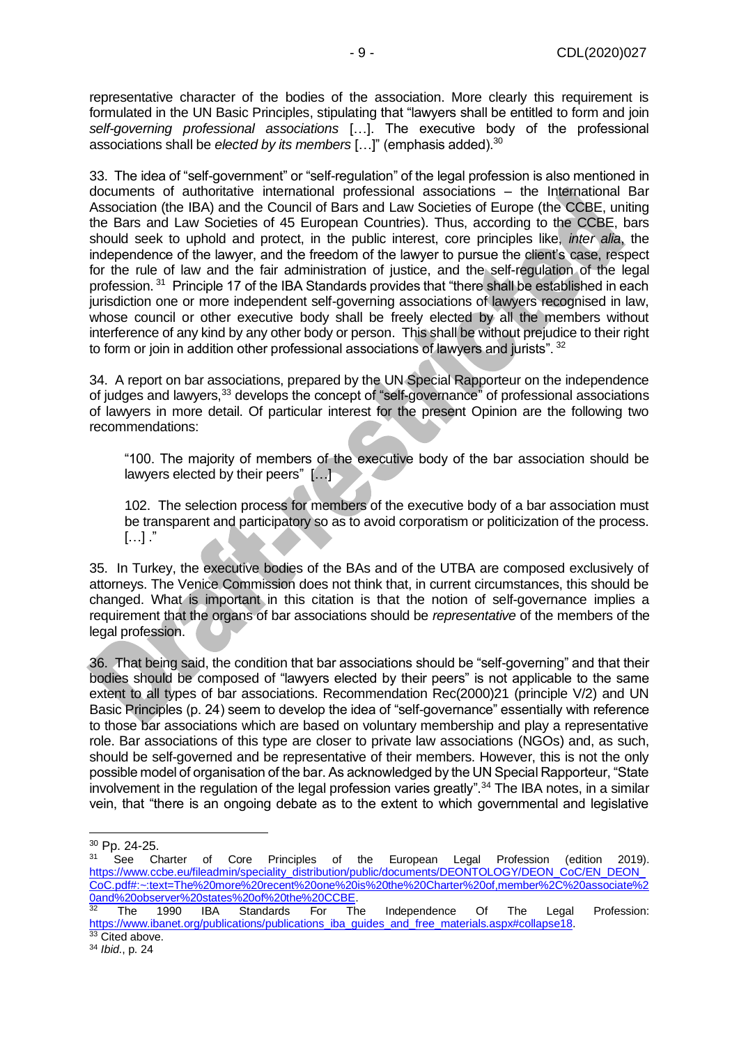representative character of the bodies of the association. More clearly this requirement is formulated in the UN Basic Principles, stipulating that "lawyers shall be entitled to form and join *self-governing professional associations* […]. The executive body of the professional associations shall be *elected by its members* […]" (emphasis added).[30]

33. The idea of "self-government" or "self-regulation" of the legal profession is also mentioned in documents of authoritative international professional associations – the International Bar Association (the IBA) and the Council of Bars and Law Societies of Europe (the CCBE, uniting the Bars and Law Societies of 45 European Countries). Thus, according to the CCBE, bars should seek to uphold and protect, in the public interest, core principles like, *inter alia*, the independence of the lawyer, and the freedom of the lawyer to pursue the client's case, respect for the rule of law and the fair administration of justice, and the self-regulation of the legal profession.[31] Principle 17 of the IBA Standards provides that "there shall be established in each jurisdiction one or more independent self-governing associations of lawyers recognised in law, whose council or other executive body shall be freely elected by all the members without interference of any kind by any other body or person. This shall be without prejudice to their right to form or join in addition other professional associations of lawyers and jurists".[32]

34. A report on bar associations, prepared by the UN Special Rapporteur on the independence of judges and lawyers,[33] develops the concept of "self-governance" of professional associations of lawyers in more detail. Of particular interest for the present Opinion are the following two recommendations:

> "100. The majority of members of the executive body of the bar association should be lawyers elected by their peers" […]
>
> 102. The selection process for members of the executive body of a bar association must be transparent and participatory so as to avoid corporatism or politicization of the process. […] ."

35. In Turkey, the executive bodies of the BAs and of the UTBA are composed exclusively of attorneys. The Venice Commission does not think that, in current circumstances, this should be changed. What is important in this citation is that the notion of self-governance implies a requirement that the organs of bar associations should be *representative* of the members of the legal profession.

36. That being said, the condition that bar associations should be "self-governing" and that their bodies should be composed of "lawyers elected by their peers" is not applicable to the same extent to all types of bar associations. Recommendation Rec(2000)21 (principle V/2) and UN Basic Principles (p. 24) seem to develop the idea of "self-governance" essentially with reference to those bar associations which are based on voluntary membership and play a representative role. Bar associations of this type are closer to private law associations (NGOs) and, as such, should be self-governed and be representative of their members. However, this is not the only possible model of organisation of the bar. As acknowledged by the UN Special Rapporteur, "State involvement in the regulation of the legal profession varies greatly".[34] The IBA notes, in a similar vein, that "there is an ongoing debate as to the extent to which governmental and legislative

---

[30] Pp. 24-25.

[31] See Charter of Core Principles of the European Legal Profession (edition 2019). https://www.ccbe.eu/fileadmin/speciality_distribution/public/documents/DEONTOLOGY/DEON_CoC/EN_DEON_CoC.pdf#:~:text=The%20more%20recent%20one%20is%20the%20Charter%20of,member%2C%20associate%20and%20observer%20states%20of%20the%20CCBE.

[32] The 1990 IBA Standards For The Independence Of The Legal Profession: https://www.ibanet.org/publications/publications_iba_guides_and_free_materials.aspx#collapse18.

[33] Cited above.

[34] *Ibid.*, p. 24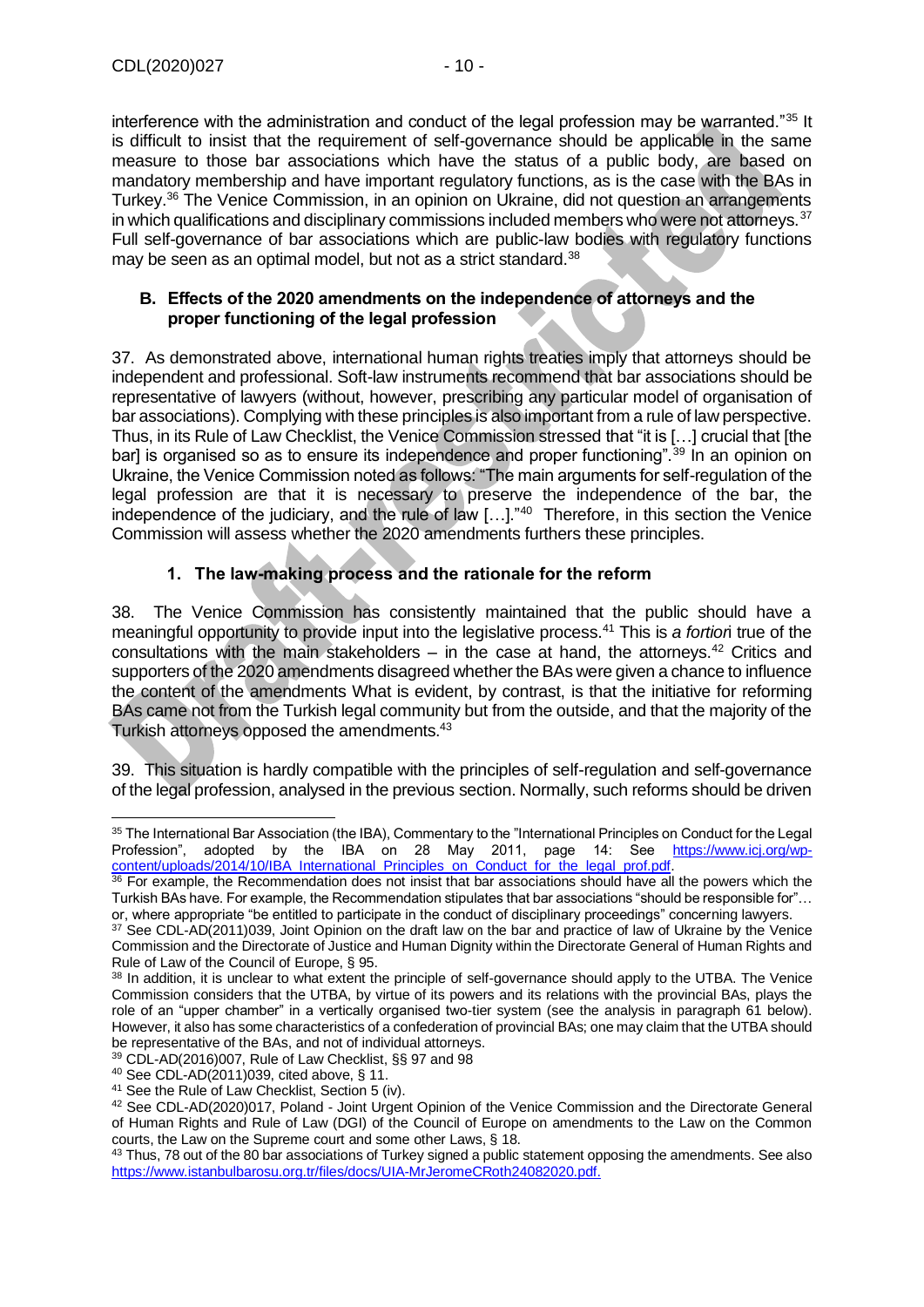interference with the administration and conduct of the legal profession may be warranted."[35] It is difficult to insist that the requirement of self-governance should be applicable in the same measure to those bar associations which have the status of a public body, are based on mandatory membership and have important regulatory functions, as is the case with the BAs in Turkey.[36] The Venice Commission, in an opinion on Ukraine, did not question an arrangements in which qualifications and disciplinary commissions included members who were not attorneys.[37] Full self-governance of bar associations which are public-law bodies with regulatory functions may be seen as an optimal model, but not as a strict standard.[38]

### B. Effects of the 2020 amendments on the independence of attorneys and the proper functioning of the legal profession

37. As demonstrated above, international human rights treaties imply that attorneys should be independent and professional. Soft-law instruments recommend that bar associations should be representative of lawyers (without, however, prescribing any particular model of organisation of bar associations). Complying with these principles is also important from a rule of law perspective. Thus, in its Rule of Law Checklist, the Venice Commission stressed that "it is […] crucial that [the bar] is organised so as to ensure its independence and proper functioning".[39] In an opinion on Ukraine, the Venice Commission noted as follows: "The main arguments for self-regulation of the legal profession are that it is necessary to preserve the independence of the bar, the independence of the judiciary, and the rule of law […]."[40] Therefore, in this section the Venice Commission will assess whether the 2020 amendments furthers these principles.

#### 1. The law-making process and the rationale for the reform

38. The Venice Commission has consistently maintained that the public should have a meaningful opportunity to provide input into the legislative process.[41] This is *a fortiori* true of the consultations with the main stakeholders – in the case at hand, the attorneys.[42] Critics and supporters of the 2020 amendments disagreed whether the BAs were given a chance to influence the content of the amendments What is evident, by contrast, is that the initiative for reforming BAs came not from the Turkish legal community but from the outside, and that the majority of the Turkish attorneys opposed the amendments.[43]

39. This situation is hardly compatible with the principles of self-regulation and self-governance of the legal profession, analysed in the previous section. Normally, such reforms should be driven

---

[35] The International Bar Association (the IBA), Commentary to the "International Principles on Conduct for the Legal Profession", adopted by the IBA on 28 May 2011, page 14: See https://www.icj.org/wp-content/uploads/2014/10/IBA_International_Principles_on_Conduct_for_the_legal_prof.pdf.

[36] For example, the Recommendation does not insist that bar associations should have all the powers which the Turkish BAs have. For example, the Recommendation stipulates that bar associations "should be responsible for"… or, where appropriate "be entitled to participate in the conduct of disciplinary proceedings" concerning lawyers.

[37] See CDL-AD(2011)039, Joint Opinion on the draft law on the bar and practice of law of Ukraine by the Venice Commission and the Directorate of Justice and Human Dignity within the Directorate General of Human Rights and Rule of Law of the Council of Europe, § 95.

[38] In addition, it is unclear to what extent the principle of self-governance should apply to the UTBA. The Venice Commission considers that the UTBA, by virtue of its powers and its relations with the provincial BAs, plays the role of an "upper chamber" in a vertically organised two-tier system (see the analysis in paragraph 61 below). However, it also has some characteristics of a confederation of provincial BAs; one may claim that the UTBA should be representative of the BAs, and not of individual attorneys.

[39] CDL-AD(2016)007, Rule of Law Checklist, §§ 97 and 98

[40] See CDL-AD(2011)039, cited above, § 11.

[41] See the Rule of Law Checklist, Section 5 (iv).

[42] See CDL-AD(2020)017, Poland - Joint Urgent Opinion of the Venice Commission and the Directorate General of Human Rights and Rule of Law (DGI) of the Council of Europe on amendments to the Law on the Common courts, the Law on the Supreme court and some other Laws, § 18.

[43] Thus, 78 out of the 80 bar associations of Turkey signed a public statement opposing the amendments. See also https://www.istanbulbarosu.org.tr/files/docs/UIA-MrJeromeCRoth24082020.pdf.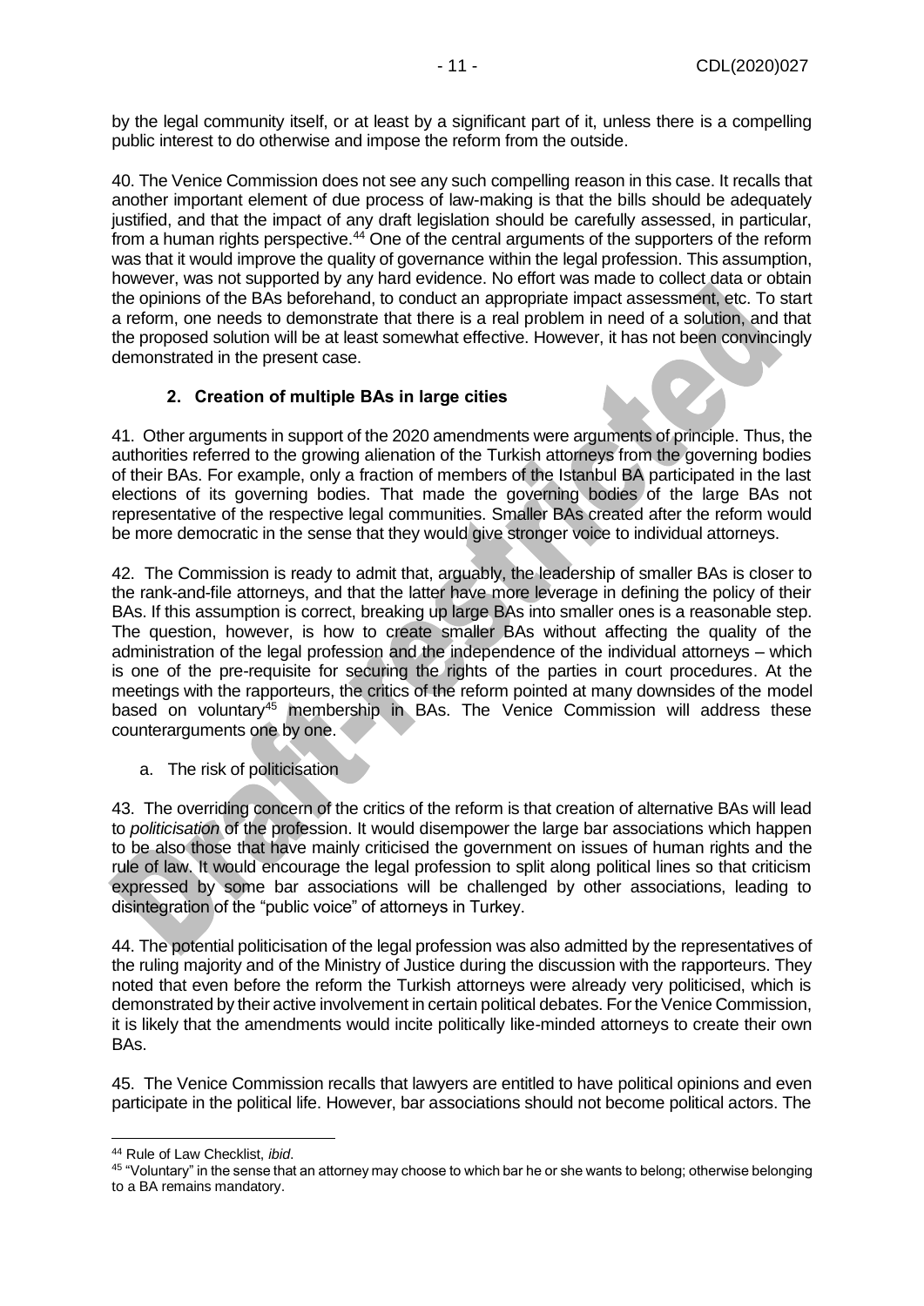by the legal community itself, or at least by a significant part of it, unless there is a compelling public interest to do otherwise and impose the reform from the outside.

40. The Venice Commission does not see any such compelling reason in this case. It recalls that another important element of due process of law-making is that the bills should be adequately justified, and that the impact of any draft legislation should be carefully assessed, in particular, from a human rights perspective.[44] One of the central arguments of the supporters of the reform was that it would improve the quality of governance within the legal profession. This assumption, however, was not supported by any hard evidence. No effort was made to collect data or obtain the opinions of the BAs beforehand, to conduct an appropriate impact assessment, etc. To start a reform, one needs to demonstrate that there is a real problem in need of a solution, and that the proposed solution will be at least somewhat effective. However, it has not been convincingly demonstrated in the present case.

### 2. Creation of multiple BAs in large cities

41. Other arguments in support of the 2020 amendments were arguments of principle. Thus, the authorities referred to the growing alienation of the Turkish attorneys from the governing bodies of their BAs. For example, only a fraction of members of the Istanbul BA participated in the last elections of its governing bodies. That made the governing bodies of the large BAs not representative of the respective legal communities. Smaller BAs created after the reform would be more democratic in the sense that they would give stronger voice to individual attorneys.

42. The Commission is ready to admit that, arguably, the leadership of smaller BAs is closer to the rank-and-file attorneys, and that the latter have more leverage in defining the policy of their BAs. If this assumption is correct, breaking up large BAs into smaller ones is a reasonable step. The question, however, is how to create smaller BAs without affecting the quality of the administration of the legal profession and the independence of the individual attorneys – which is one of the pre-requisite for securing the rights of the parties in court procedures. At the meetings with the rapporteurs, the critics of the reform pointed at many downsides of the model based on voluntary[45] membership in BAs. The Venice Commission will address these counterarguments one by one.

a. The risk of politicisation

43. The overriding concern of the critics of the reform is that creation of alternative BAs will lead to *politicisation* of the profession. It would disempower the large bar associations which happen to be also those that have mainly criticised the government on issues of human rights and the rule of law. It would encourage the legal profession to split along political lines so that criticism expressed by some bar associations will be challenged by other associations, leading to disintegration of the "public voice" of attorneys in Turkey.

44. The potential politicisation of the legal profession was also admitted by the representatives of the ruling majority and of the Ministry of Justice during the discussion with the rapporteurs. They noted that even before the reform the Turkish attorneys were already very politicised, which is demonstrated by their active involvement in certain political debates. For the Venice Commission, it is likely that the amendments would incite politically like-minded attorneys to create their own BAs.

45. The Venice Commission recalls that lawyers are entitled to have political opinions and even participate in the political life. However, bar associations should not become political actors. The

[44] Rule of Law Checklist, *ibid.*

[45] "Voluntary" in the sense that an attorney may choose to which bar he or she wants to belong; otherwise belonging to a BA remains mandatory.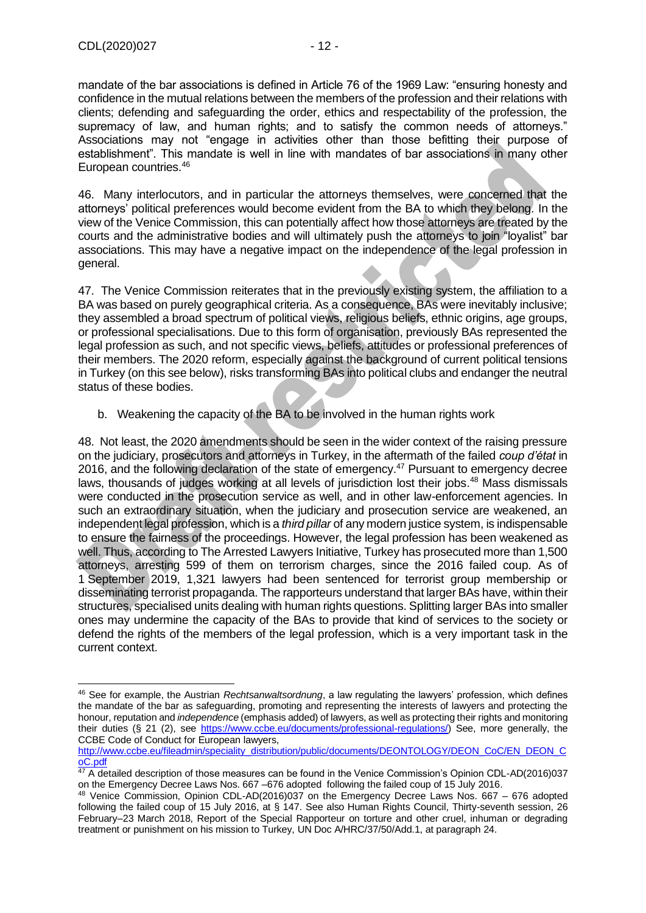mandate of the bar associations is defined in Article 76 of the 1969 Law: "ensuring honesty and confidence in the mutual relations between the members of the profession and their relations with clients; defending and safeguarding the order, ethics and respectability of the profession, the supremacy of law, and human rights; and to satisfy the common needs of attorneys." Associations may not "engage in activities other than those befitting their purpose of establishment". This mandate is well in line with mandates of bar associations in many other European countries.[46]

46. Many interlocutors, and in particular the attorneys themselves, were concerned that the attorneys' political preferences would become evident from the BA to which they belong. In the view of the Venice Commission, this can potentially affect how those attorneys are treated by the courts and the administrative bodies and will ultimately push the attorneys to join "loyalist" bar associations. This may have a negative impact on the independence of the legal profession in general.

47. The Venice Commission reiterates that in the previously existing system, the affiliation to a BA was based on purely geographical criteria. As a consequence, BAs were inevitably inclusive; they assembled a broad spectrum of political views, religious beliefs, ethnic origins, age groups, or professional specialisations. Due to this form of organisation, previously BAs represented the legal profession as such, and not specific views, beliefs, attitudes or professional preferences of their members. The 2020 reform, especially against the background of current political tensions in Turkey (on this see below), risks transforming BAs into political clubs and endanger the neutral status of these bodies.

b. Weakening the capacity of the BA to be involved in the human rights work

48. Not least, the 2020 amendments should be seen in the wider context of the raising pressure on the judiciary, prosecutors and attorneys in Turkey, in the aftermath of the failed *coup d'état* in 2016, and the following declaration of the state of emergency.[47] Pursuant to emergency decree laws, thousands of judges working at all levels of jurisdiction lost their jobs.[48] Mass dismissals were conducted in the prosecution service as well, and in other law-enforcement agencies. In such an extraordinary situation, when the judiciary and prosecution service are weakened, an independent legal profession, which is a *third pillar* of any modern justice system, is indispensable to ensure the fairness of the proceedings. However, the legal profession has been weakened as well. Thus, according to The Arrested Lawyers Initiative, Turkey has prosecuted more than 1,500 attorneys, arresting 599 of them on terrorism charges, since the 2016 failed coup. As of 1 September 2019, 1,321 lawyers had been sentenced for terrorist group membership or disseminating terrorist propaganda. The rapporteurs understand that larger BAs have, within their structures, specialised units dealing with human rights questions. Splitting larger BAs into smaller ones may undermine the capacity of the BAs to provide that kind of services to the society or defend the rights of the members of the legal profession, which is a very important task in the current context.

---

[46] See for example, the Austrian *Rechtsanwaltsordnung*, a law regulating the lawyers' profession, which defines the mandate of the bar as safeguarding, promoting and representing the interests of lawyers and protecting the honour, reputation and *independence* (emphasis added) of lawyers, as well as protecting their rights and monitoring their duties (§ 21 (2), see https://www.ccbe.eu/documents/professional-regulations/) See, more generally, the CCBE Code of Conduct for European lawyers, http://www.ccbe.eu/fileadmin/speciality_distribution/public/documents/DEONTOLOGY/DEON_CoC/EN_DEON_CoC.pdf

[47] A detailed description of those measures can be found in the Venice Commission's Opinion CDL-AD(2016)037 on the Emergency Decree Laws Nos. 667 –676 adopted following the failed coup of 15 July 2016.

[48] Venice Commission, Opinion CDL-AD(2016)037 on the Emergency Decree Laws Nos. 667 – 676 adopted following the failed coup of 15 July 2016, at § 147. See also Human Rights Council, Thirty-seventh session, 26 February–23 March 2018, Report of the Special Rapporteur on torture and other cruel, inhuman or degrading treatment or punishment on his mission to Turkey, UN Doc A/HRC/37/50/Add.1, at paragraph 24.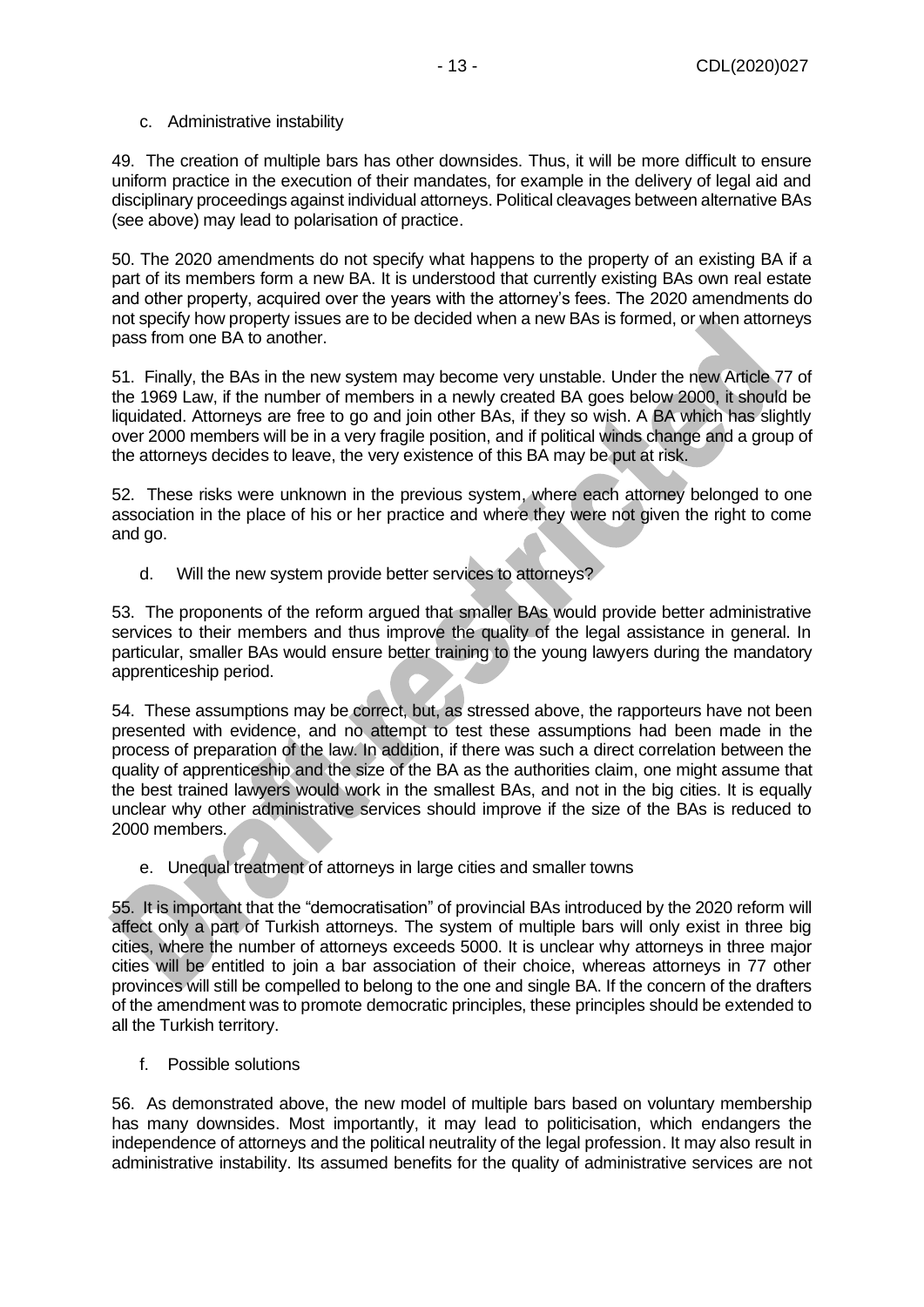c. Administrative instability

49. The creation of multiple bars has other downsides. Thus, it will be more difficult to ensure uniform practice in the execution of their mandates, for example in the delivery of legal aid and disciplinary proceedings against individual attorneys. Political cleavages between alternative BAs (see above) may lead to polarisation of practice.

50. The 2020 amendments do not specify what happens to the property of an existing BA if a part of its members form a new BA. It is understood that currently existing BAs own real estate and other property, acquired over the years with the attorney's fees. The 2020 amendments do not specify how property issues are to be decided when a new BAs is formed, or when attorneys pass from one BA to another.

51. Finally, the BAs in the new system may become very unstable. Under the new Article 77 of the 1969 Law, if the number of members in a newly created BA goes below 2000, it should be liquidated. Attorneys are free to go and join other BAs, if they so wish. A BA which has slightly over 2000 members will be in a very fragile position, and if political winds change and a group of the attorneys decides to leave, the very existence of this BA may be put at risk.

52. These risks were unknown in the previous system, where each attorney belonged to one association in the place of his or her practice and where they were not given the right to come and go.

d. Will the new system provide better services to attorneys?

53. The proponents of the reform argued that smaller BAs would provide better administrative services to their members and thus improve the quality of the legal assistance in general. In particular, smaller BAs would ensure better training to the young lawyers during the mandatory apprenticeship period.

54. These assumptions may be correct, but, as stressed above, the rapporteurs have not been presented with evidence, and no attempt to test these assumptions had been made in the process of preparation of the law. In addition, if there was such a direct correlation between the quality of apprenticeship and the size of the BA as the authorities claim, one might assume that the best trained lawyers would work in the smallest BAs, and not in the big cities. It is equally unclear why other administrative services should improve if the size of the BAs is reduced to 2000 members.

e. Unequal treatment of attorneys in large cities and smaller towns

55. It is important that the "democratisation" of provincial BAs introduced by the 2020 reform will affect only a part of Turkish attorneys. The system of multiple bars will only exist in three big cities, where the number of attorneys exceeds 5000. It is unclear why attorneys in three major cities will be entitled to join a bar association of their choice, whereas attorneys in 77 other provinces will still be compelled to belong to the one and single BA. If the concern of the drafters of the amendment was to promote democratic principles, these principles should be extended to all the Turkish territory.

f. Possible solutions

56. As demonstrated above, the new model of multiple bars based on voluntary membership has many downsides. Most importantly, it may lead to politicisation, which endangers the independence of attorneys and the political neutrality of the legal profession. It may also result in administrative instability. Its assumed benefits for the quality of administrative services are not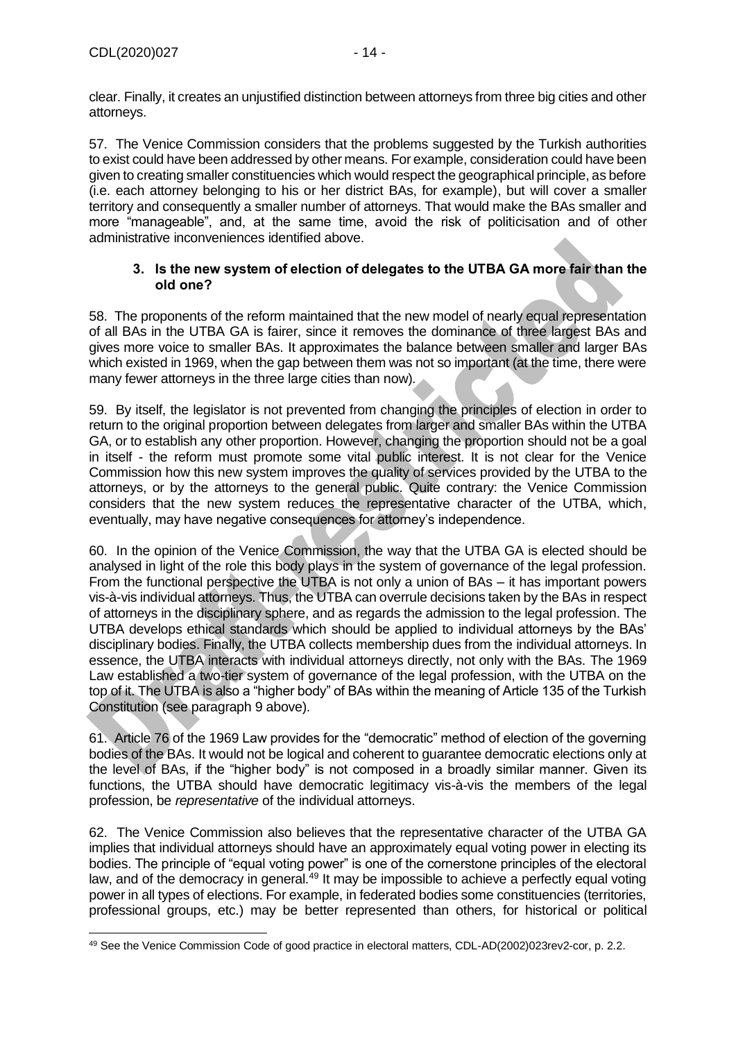clear. Finally, it creates an unjustified distinction between attorneys from three big cities and other attorneys.

57. The Venice Commission considers that the problems suggested by the Turkish authorities to exist could have been addressed by other means. For example, consideration could have been given to creating smaller constituencies which would respect the geographical principle, as before (i.e. each attorney belonging to his or her district BAs, for example), but will cover a smaller territory and consequently a smaller number of attorneys. That would make the BAs smaller and more "manageable", and, at the same time, avoid the risk of politicisation and of other administrative inconveniences identified above.

### 3. Is the new system of election of delegates to the UTBA GA more fair than the old one?

58. The proponents of the reform maintained that the new model of nearly equal representation of all BAs in the UTBA GA is fairer, since it removes the dominance of three largest BAs and gives more voice to smaller BAs. It approximates the balance between smaller and larger BAs which existed in 1969, when the gap between them was not so important (at the time, there were many fewer attorneys in the three large cities than now).

59. By itself, the legislator is not prevented from changing the principles of election in order to return to the original proportion between delegates from larger and smaller BAs within the UTBA GA, or to establish any other proportion. However, changing the proportion should not be a goal in itself - the reform must promote some vital public interest. It is not clear for the Venice Commission how this new system improves the quality of services provided by the UTBA to the attorneys, or by the attorneys to the general public. Quite contrary: the Venice Commission considers that the new system reduces the representative character of the UTBA, which, eventually, may have negative consequences for attorney's independence.

60. In the opinion of the Venice Commission, the way that the UTBA GA is elected should be analysed in light of the role this body plays in the system of governance of the legal profession. From the functional perspective the UTBA is not only a union of BAs – it has important powers vis-à-vis individual attorneys. Thus, the UTBA can overrule decisions taken by the BAs in respect of attorneys in the disciplinary sphere, and as regards the admission to the legal profession. The UTBA develops ethical standards which should be applied to individual attorneys by the BAs' disciplinary bodies. Finally, the UTBA collects membership dues from the individual attorneys. In essence, the UTBA interacts with individual attorneys directly, not only with the BAs. The 1969 Law established a two-tier system of governance of the legal profession, with the UTBA on the top of it. The UTBA is also a "higher body" of BAs within the meaning of Article 135 of the Turkish Constitution (see paragraph 9 above).

61. Article 76 of the 1969 Law provides for the "democratic" method of election of the governing bodies of the BAs. It would not be logical and coherent to guarantee democratic elections only at the level of BAs, if the "higher body" is not composed in a broadly similar manner. Given its functions, the UTBA should have democratic legitimacy vis-à-vis the members of the legal profession, be *representative* of the individual attorneys.

62. The Venice Commission also believes that the representative character of the UTBA GA implies that individual attorneys should have an approximately equal voting power in electing its bodies. The principle of "equal voting power" is one of the cornerstone principles of the electoral law, and of the democracy in general.[49] It may be impossible to achieve a perfectly equal voting power in all types of elections. For example, in federated bodies some constituencies (territories, professional groups, etc.) may be better represented than others, for historical or political

[49] See the Venice Commission Code of good practice in electoral matters, CDL-AD(2002)023rev2-cor, p. 2.2.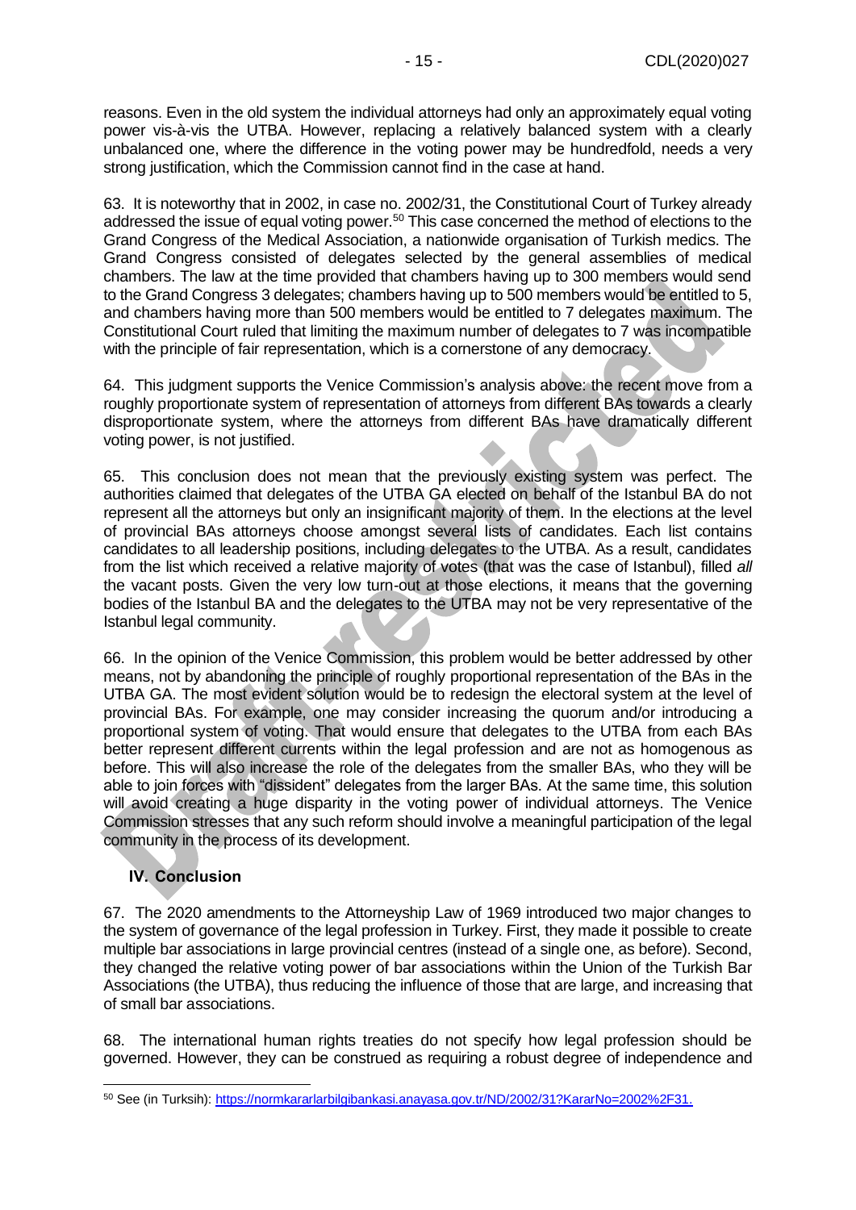reasons. Even in the old system the individual attorneys had only an approximately equal voting power vis-à-vis the UTBA. However, replacing a relatively balanced system with a clearly unbalanced one, where the difference in the voting power may be hundredfold, needs a very strong justification, which the Commission cannot find in the case at hand.

63. It is noteworthy that in 2002, in case no. 2002/31, the Constitutional Court of Turkey already addressed the issue of equal voting power.[50] This case concerned the method of elections to the Grand Congress of the Medical Association, a nationwide organisation of Turkish medics. The Grand Congress consisted of delegates selected by the general assemblies of medical chambers. The law at the time provided that chambers having up to 300 members would send to the Grand Congress 3 delegates; chambers having up to 500 members would be entitled to 5, and chambers having more than 500 members would be entitled to 7 delegates maximum. The Constitutional Court ruled that limiting the maximum number of delegates to 7 was incompatible with the principle of fair representation, which is a cornerstone of any democracy.

64. This judgment supports the Venice Commission's analysis above: the recent move from a roughly proportionate system of representation of attorneys from different BAs towards a clearly disproportionate system, where the attorneys from different BAs have dramatically different voting power, is not justified.

65. This conclusion does not mean that the previously existing system was perfect. The authorities claimed that delegates of the UTBA GA elected on behalf of the Istanbul BA do not represent all the attorneys but only an insignificant majority of them. In the elections at the level of provincial BAs attorneys choose amongst several lists of candidates. Each list contains candidates to all leadership positions, including delegates to the UTBA. As a result, candidates from the list which received a relative majority of votes (that was the case of Istanbul), filled *all* the vacant posts. Given the very low turn-out at those elections, it means that the governing bodies of the Istanbul BA and the delegates to the UTBA may not be very representative of the Istanbul legal community.

66. In the opinion of the Venice Commission, this problem would be better addressed by other means, not by abandoning the principle of roughly proportional representation of the BAs in the UTBA GA. The most evident solution would be to redesign the electoral system at the level of provincial BAs. For example, one may consider increasing the quorum and/or introducing a proportional system of voting. That would ensure that delegates to the UTBA from each BAs better represent different currents within the legal profession and are not as homogenous as before. This will also increase the role of the delegates from the smaller BAs, who they will be able to join forces with "dissident" delegates from the larger BAs. At the same time, this solution will avoid creating a huge disparity in the voting power of individual attorneys. The Venice Commission stresses that any such reform should involve a meaningful participation of the legal community in the process of its development.

## IV. Conclusion

67. The 2020 amendments to the Attorneyship Law of 1969 introduced two major changes to the system of governance of the legal profession in Turkey. First, they made it possible to create multiple bar associations in large provincial centres (instead of a single one, as before). Second, they changed the relative voting power of bar associations within the Union of the Turkish Bar Associations (the UTBA), thus reducing the influence of those that are large, and increasing that of small bar associations.

68. The international human rights treaties do not specify how legal profession should be governed. However, they can be construed as requiring a robust degree of independence and

---

[50] See (in Turksih): https://normkararlarbilgibankasi.anayasa.gov.tr/ND/2002/31?KararNo=2002%2F31.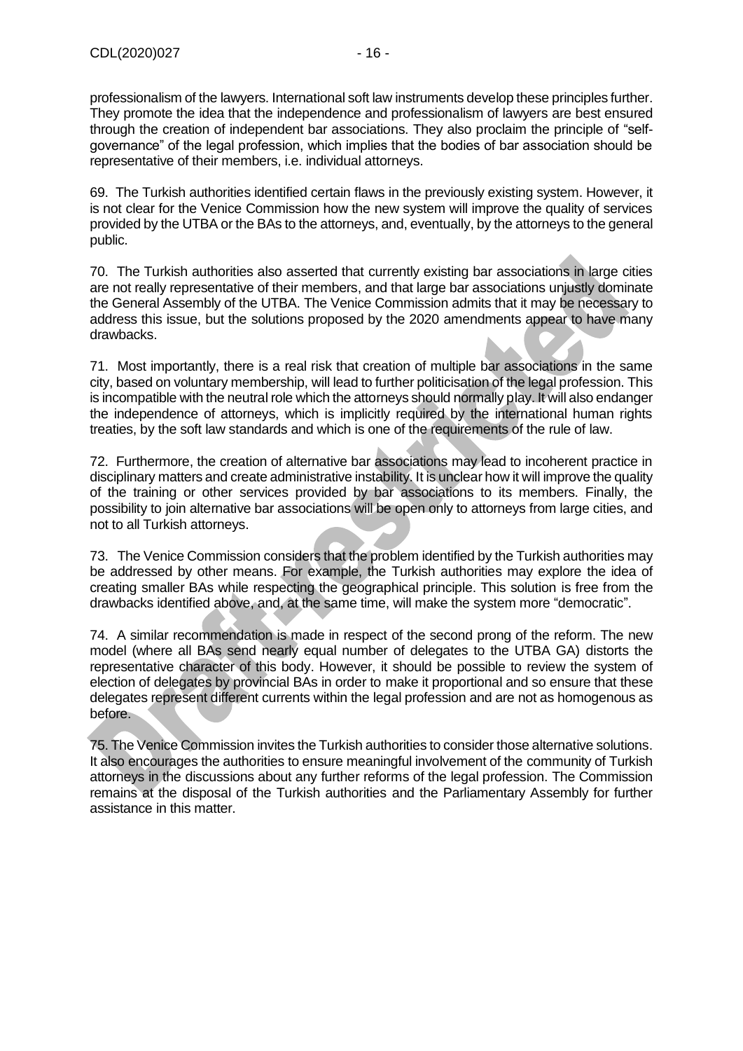professionalism of the lawyers. International soft law instruments develop these principles further. They promote the idea that the independence and professionalism of lawyers are best ensured through the creation of independent bar associations. They also proclaim the principle of "self-governance" of the legal profession, which implies that the bodies of bar association should be representative of their members, i.e. individual attorneys.

69. The Turkish authorities identified certain flaws in the previously existing system. However, it is not clear for the Venice Commission how the new system will improve the quality of services provided by the UTBA or the BAs to the attorneys, and, eventually, by the attorneys to the general public.

70. The Turkish authorities also asserted that currently existing bar associations in large cities are not really representative of their members, and that large bar associations unjustly dominate the General Assembly of the UTBA. The Venice Commission admits that it may be necessary to address this issue, but the solutions proposed by the 2020 amendments appear to have many drawbacks.

71. Most importantly, there is a real risk that creation of multiple bar associations in the same city, based on voluntary membership, will lead to further politicisation of the legal profession. This is incompatible with the neutral role which the attorneys should normally play. It will also endanger the independence of attorneys, which is implicitly required by the international human rights treaties, by the soft law standards and which is one of the requirements of the rule of law.

72. Furthermore, the creation of alternative bar associations may lead to incoherent practice in disciplinary matters and create administrative instability. It is unclear how it will improve the quality of the training or other services provided by bar associations to its members. Finally, the possibility to join alternative bar associations will be open only to attorneys from large cities, and not to all Turkish attorneys.

73. The Venice Commission considers that the problem identified by the Turkish authorities may be addressed by other means. For example, the Turkish authorities may explore the idea of creating smaller BAs while respecting the geographical principle. This solution is free from the drawbacks identified above, and, at the same time, will make the system more "democratic".

74. A similar recommendation is made in respect of the second prong of the reform. The new model (where all BAs send nearly equal number of delegates to the UTBA GA) distorts the representative character of this body. However, it should be possible to review the system of election of delegates by provincial BAs in order to make it proportional and so ensure that these delegates represent different currents within the legal profession and are not as homogenous as before.

75. The Venice Commission invites the Turkish authorities to consider those alternative solutions. It also encourages the authorities to ensure meaningful involvement of the community of Turkish attorneys in the discussions about any further reforms of the legal profession. The Commission remains at the disposal of the Turkish authorities and the Parliamentary Assembly for further assistance in this matter.